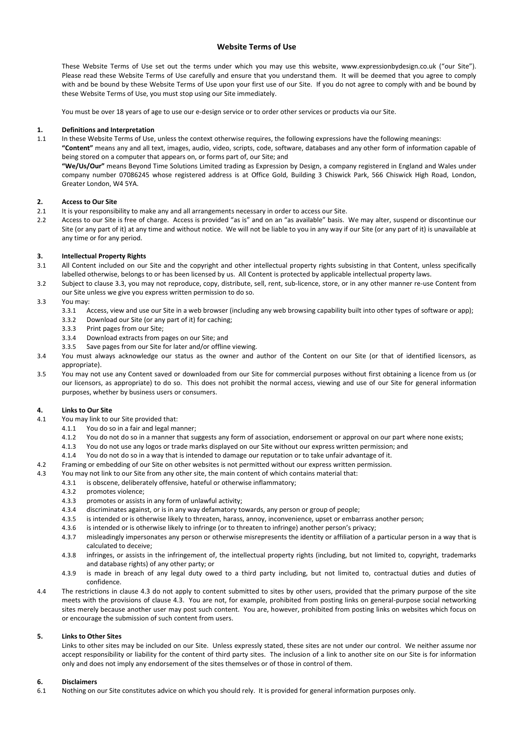# Website Terms of Use

These Website Terms of Use set out the terms under which you may use this website, www.expressionbydesign.co.uk ("our Site"). Please read these Website Terms of Use carefully and ensure that you understand them. It will be deemed that you agree to comply with and be bound by these Website Terms of Use upon your first use of our Site. If you do not agree to comply with and be bound by these Website Terms of Use, you must stop using our Site immediately.

You must be over 18 years of age to use our e-design service or to order other services or products via our Site.

## 1. Definitions and Interpretation

1.1 In these Website Terms of Use, unless the context otherwise requires, the following expressions have the following meanings:

**"Content"** means any and all text, images, audio, video, scripts, code, software, databases and any other form of information capable of being stored on a computer that appears on, or forms part of, our Site; and

**"We/Us/Our"** means Beyond Time Solutions Limited trading as Expression by Design, a company registered in England and Wales under company number 07086245 whose registered address is at Office Gold, Building 3 Chiswick Park, 566 Chiswick High Road, London, Greater London, W4 5YA.

## 2. Access to Our Site

2.1 It is your responsibility to make any and all arrangements necessary in order to access our Site.

2.2 Access to our Site is free of charge. Access is provided "as is" and on an "as available" basis. We may alter, suspend or discontinue our Site (or any part of it) at any time and without notice. We will not be liable to you in any way if our Site (or any part of it) is unavailable at any time or for any period.

## 3. Intellectual Property Rights

3.1 All Content included on our Site and the copyright and other intellectual property rights subsisting in that Content, unless specifically labelled otherwise, belongs to or has been licensed by us. All Content is protected by applicable intellectual property laws.

3.2 Subject to clause 3.3, you may not reproduce, copy, distribute, sell, rent, sub-licence, store, or in any other manner re-use Content from our Site unless we give you express written permission to do so.

3.3 You may:

3.3.1 Access, view and use our Site in a web browser (including any web browsing capability built into other types of software or app);

3.3.2 Download our Site (or any part of it) for caching;

3.3.3 Print pages from our Site;

3.3.4 Download extracts from pages on our Site; and

3.3.5 Save pages from our Site for later and/or offline viewing.

3.4 You must always acknowledge our status as the owner and author of the Content on our Site (or that of identified licensors, as appropriate).

3.5 You may not use any Content saved or downloaded from our Site for commercial purposes without first obtaining a licence from us (or our licensors, as appropriate) to do so. This does not prohibit the normal access, viewing and use of our Site for general information purposes, whether by business users or consumers.

## 4. Links to Our Site

4.1 You may link to our Site provided that:

4.1.1 You do so in a fair and legal manner;

4.1.2 You do not do so in a manner that suggests any form of association, endorsement or approval on our part where none exists;

4.1.3 You do not use any logos or trade marks displayed on our Site without our express written permission; and

4.1.4 You do not do so in a way that is intended to damage our reputation or to take unfair advantage of it.

4.2 Framing or embedding of our Site on other websites is not permitted without our express written permission.

4.3 You may not link to our Site from any other site, the main content of which contains material that:

4.3.1 is obscene, deliberately offensive, hateful or otherwise inflammatory;

4.3.2 promotes violence;

4.3.3 promotes or assists in any form of unlawful activity;

4.3.4 discriminates against, or is in any way defamatory towards, any person or group of people;

4.3.5 is intended or is otherwise likely to threaten, harass, annoy, inconvenience, upset or embarrass another person;

4.3.6 is intended or is otherwise likely to infringe (or to threaten to infringe) another person's privacy;

4.3.7 misleadingly impersonates any person or otherwise misrepresents the identity or affiliation of a particular person in a way that is calculated to deceive;

4.3.8 infringes, or assists in the infringement of, the intellectual property rights (including, but not limited to, copyright, trademarks and database rights) of any other party; or

4.3.9 is made in breach of any legal duty owed to a third party including, but not limited to, contractual duties and duties of confidence.

4.4 The restrictions in clause 4.3 do not apply to content submitted to sites by other users, provided that the primary purpose of the site meets with the provisions of clause 4.3. You are not, for example, prohibited from posting links on general-purpose social networking sites merely because another user may post such content. You are, however, prohibited from posting links on websites which focus on or encourage the submission of such content from users.

## 5. Links to Other Sites

Links to other sites may be included on our Site. Unless expressly stated, these sites are not under our control. We neither assume nor accept responsibility or liability for the content of third party sites. The inclusion of a link to another site on our Site is for information only and does not imply any endorsement of the sites themselves or of those in control of them.

## 6. Disclaimers

6.1 Nothing on our Site constitutes advice on which you should rely. It is provided for general information purposes only.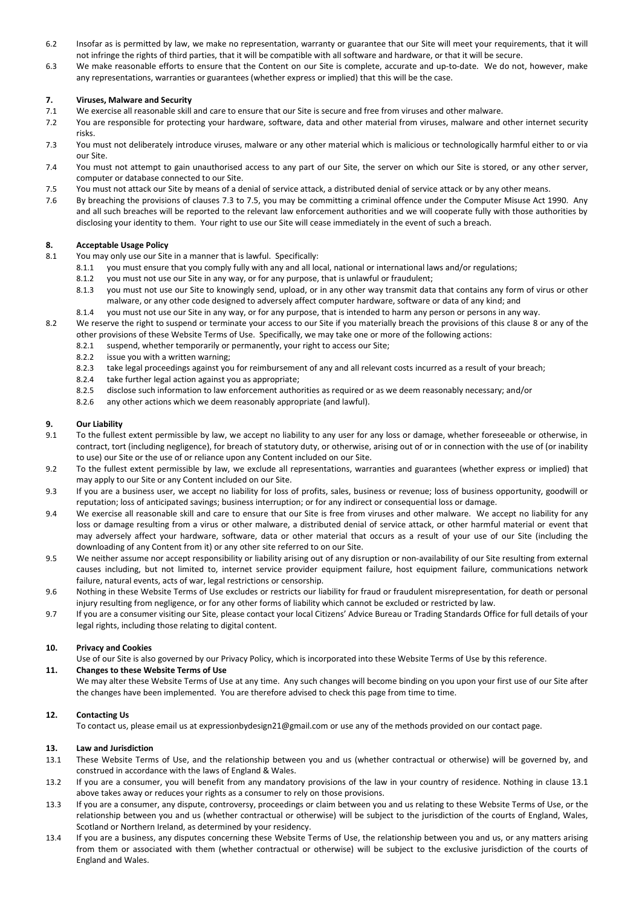6.2 Insofar as is permitted by law, we make no representation, warranty or guarantee that our Site will meet your requirements, that it will not infringe the rights of third parties, that it will be compatible with all software and hardware, or that it will be secure.

6.3 We make reasonable efforts to ensure that the Content on our Site is complete, accurate and up-to-date. We do not, however, make any representations, warranties or guarantees (whether express or implied) that this will be the case.

## 7. Viruses, Malware and Security

7.1 We exercise all reasonable skill and care to ensure that our Site is secure and free from viruses and other malware.

7.2 You are responsible for protecting your hardware, software, data and other material from viruses, malware and other internet security risks.

7.3 You must not deliberately introduce viruses, malware or any other material which is malicious or technologically harmful either to or via our Site.

7.4 You must not attempt to gain unauthorised access to any part of our Site, the server on which our Site is stored, or any other server, computer or database connected to our Site.

7.5 You must not attack our Site by means of a denial of service attack, a distributed denial of service attack or by any other means.

7.6 By breaching the provisions of clauses 7.3 to 7.5, you may be committing a criminal offence under the Computer Misuse Act 1990. Any and all such breaches will be reported to the relevant law enforcement authorities and we will cooperate fully with those authorities by disclosing your identity to them. Your right to use our Site will cease immediately in the event of such a breach.

## 8. Acceptable Usage Policy

8.1 You may only use our Site in a manner that is lawful. Specifically:

- 8.1.1 you must ensure that you comply fully with any and all local, national or international laws and/or regulations;
- 8.1.2 you must not use our Site in any way, or for any purpose, that is unlawful or fraudulent;
- 8.1.3 you must not use our Site to knowingly send, upload, or in any other way transmit data that contains any form of virus or other malware, or any other code designed to adversely affect computer hardware, software or data of any kind; and
- 8.1.4 you must not use our Site in any way, or for any purpose, that is intended to harm any person or persons in any way.

8.2 We reserve the right to suspend or terminate your access to our Site if you materially breach the provisions of this clause 8 or any of the other provisions of these Website Terms of Use. Specifically, we may take one or more of the following actions:

- 8.2.1 suspend, whether temporarily or permanently, your right to access our Site;
- 8.2.2 issue you with a written warning;
- 8.2.3 take legal proceedings against you for reimbursement of any and all relevant costs incurred as a result of your breach;
- 8.2.4 take further legal action against you as appropriate;
- 8.2.5 disclose such information to law enforcement authorities as required or as we deem reasonably necessary; and/or
- 8.2.6 any other actions which we deem reasonably appropriate (and lawful).

## 9. Our Liability

9.1 To the fullest extent permissible by law, we accept no liability to any user for any loss or damage, whether foreseeable or otherwise, in contract, tort (including negligence), for breach of statutory duty, or otherwise, arising out of or in connection with the use of (or inability to use) our Site or the use of or reliance upon any Content included on our Site.

9.2 To the fullest extent permissible by law, we exclude all representations, warranties and guarantees (whether express or implied) that may apply to our Site or any Content included on our Site.

9.3 If you are a business user, we accept no liability for loss of profits, sales, business or revenue; loss of business opportunity, goodwill or reputation; loss of anticipated savings; business interruption; or for any indirect or consequential loss or damage.

9.4 We exercise all reasonable skill and care to ensure that our Site is free from viruses and other malware. We accept no liability for any loss or damage resulting from a virus or other malware, a distributed denial of service attack, or other harmful material or event that may adversely affect your hardware, software, data or other material that occurs as a result of your use of our Site (including the downloading of any Content from it) or any other site referred to on our Site.

9.5 We neither assume nor accept responsibility or liability arising out of any disruption or non-availability of our Site resulting from external causes including, but not limited to, internet service provider equipment failure, host equipment failure, communications network failure, natural events, acts of war, legal restrictions or censorship.

9.6 Nothing in these Website Terms of Use excludes or restricts our liability for fraud or fraudulent misrepresentation, for death or personal injury resulting from negligence, or for any other forms of liability which cannot be excluded or restricted by law.

9.7 If you are a consumer visiting our Site, please contact your local Citizens' Advice Bureau or Trading Standards Office for full details of your legal rights, including those relating to digital content.

## 10. Privacy and Cookies

Use of our Site is also governed by our Privacy Policy, which is incorporated into these Website Terms of Use by this reference.

## 11. Changes to these Website Terms of Use

We may alter these Website Terms of Use at any time. Any such changes will become binding on you upon your first use of our Site after the changes have been implemented. You are therefore advised to check this page from time to time.

## 12. Contacting Us

To contact us, please email us at expressionbydesign21@gmail.com or use any of the methods provided on our contact page.

## 13. Law and Jurisdiction

13.1 These Website Terms of Use, and the relationship between you and us (whether contractual or otherwise) will be governed by, and construed in accordance with the laws of England & Wales.

13.2 If you are a consumer, you will benefit from any mandatory provisions of the law in your country of residence. Nothing in clause 13.1 above takes away or reduces your rights as a consumer to rely on those provisions.

13.3 If you are a consumer, any dispute, controversy, proceedings or claim between you and us relating to these Website Terms of Use, or the relationship between you and us (whether contractual or otherwise) will be subject to the jurisdiction of the courts of England, Wales, Scotland or Northern Ireland, as determined by your residency.

13.4 If you are a business, any disputes concerning these Website Terms of Use, the relationship between you and us, or any matters arising from them or associated with them (whether contractual or otherwise) will be subject to the exclusive jurisdiction of the courts of England and Wales.